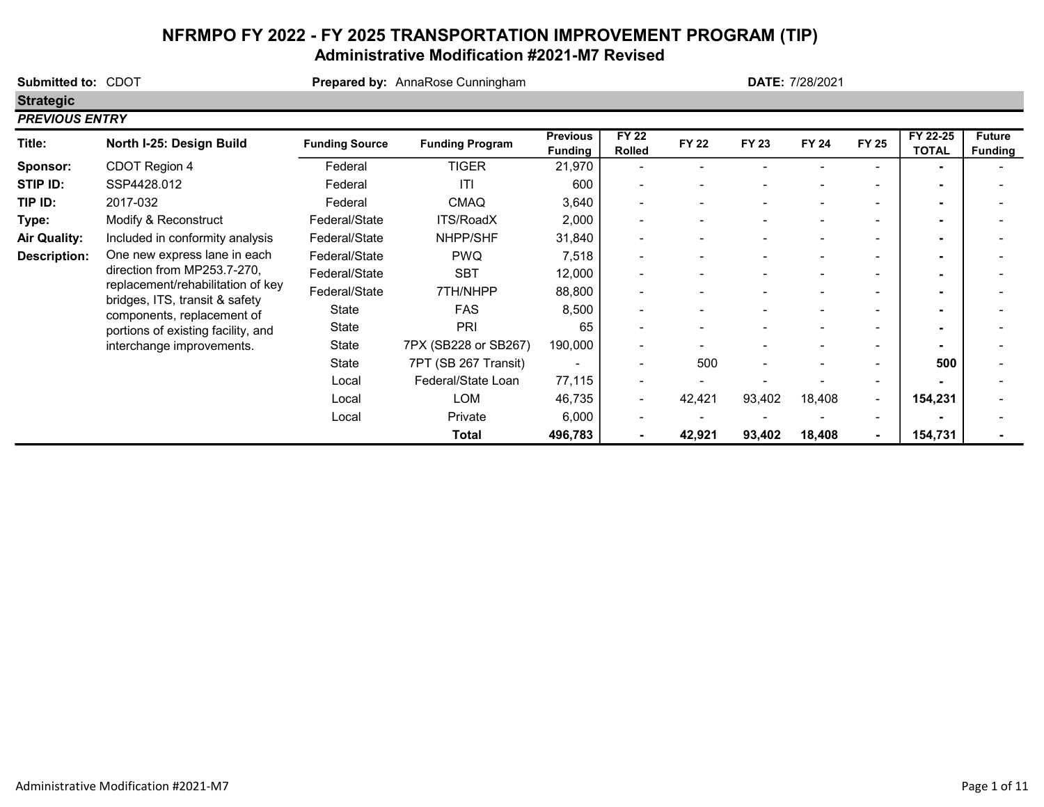# NFRMPO FY 2022 - FY 2025 TRANSPORTATION IMPROVEMENT PROGRAM (TIP)

## Administrative Modification #2021-M7 Revised

**Submitted to:** CDOT **Prepared by:** AnnaRose Cunningham **DATE:** 7/28/2021

**Strategic**

***PREVIOUS ENTRY***

| Title: | North I-25: Design Build | Funding Source | Funding Program | Previous Funding | FY 22 Rolled | FY 22 | FY 23 | FY 24 | FY 25 | FY 22-25 TOTAL | Future Funding |
|---|---|---|---|---|---|---|---|---|---|---|---|
| **Sponsor:** | CDOT Region 4 | Federal | TIGER | 21,970 | - | - | - | - | - | **-** | - |
| **STIP ID:** | SSP4428.012 | Federal | ITI | 600 | - | - | - | - | - | **-** | - |
| **TIP ID:** | 2017-032 | Federal | CMAQ | 3,640 | - | - | - | - | - | **-** | - |
| **Type:** | Modify & Reconstruct | Federal/State | ITS/RoadX | 2,000 | - | - | - | - | - | **-** | - |
| **Air Quality:** | Included in conformity analysis | Federal/State | NHPP/SHF | 31,840 | - | - | - | - | - | **-** | - |
| **Description:** | One new express lane in each direction from MP253.7-270, replacement/rehabilitation of key bridges, ITS, transit & safety components, replacement of portions of existing facility, and interchange improvements. | Federal/State | PWQ | 7,518 | - | - | - | - | - | **-** | - |
| | | Federal/State | SBT | 12,000 | - | - | - | - | - | **-** | - |
| | | Federal/State | 7TH/NHPP | 88,800 | - | - | - | - | - | **-** | - |
| | | State | FAS | 8,500 | - | - | - | - | - | **-** | - |
| | | State | PRI | 65 | - | - | - | - | - | **-** | - |
| | | State | 7PX (SB228 or SB267) | 190,000 | - | - | - | - | - | **-** | - |
| | | State | 7PT (SB 267 Transit) | - | - | 500 | - | - | - | **500** | - |
| | | Local | Federal/State Loan | 77,115 | - | - | - | - | - | **-** | - |
| | | Local | LOM | 46,735 | - | 42,421 | 93,402 | 18,408 | - | **154,231** | - |
| | | Local | Private | 6,000 | - | - | - | - | - | **-** | - |
| | | | **Total** | **496,783** | **-** | **42,921** | **93,402** | **18,408** | **-** | **154,731** | **-** |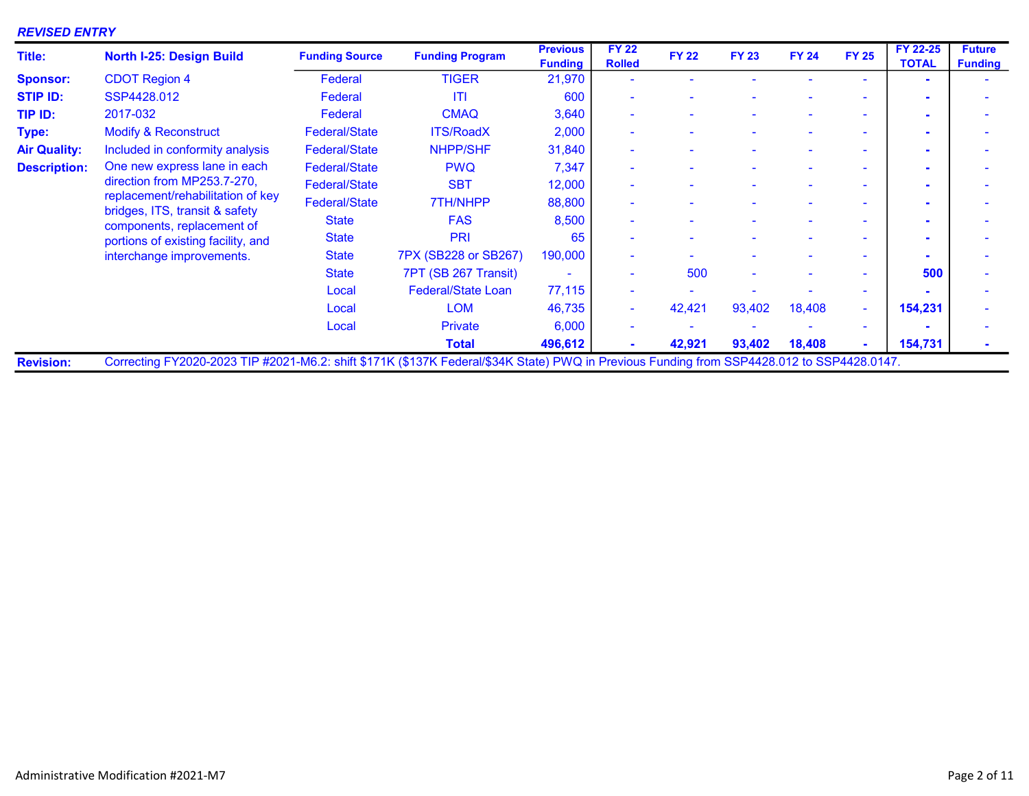***REVISED ENTRY***

| **Title:** | **North I-25: Design Build** | **Funding Source** | **Funding Program** | **Previous Funding** | **FY 22 Rolled** | **FY 22** | **FY 23** | **FY 24** | **FY 25** | **FY 22-25 TOTAL** | **Future Funding** |
|---|---|---|---|---|---|---|---|---|---|---|---|
| **Sponsor:** | CDOT Region 4 | Federal | TIGER | 21,970 | - | - | - | - | - | - | - |
| **STIP ID:** | SSP4428.012 | Federal | ITI | 600 | - | - | - | - | - | - | - |
| **TIP ID:** | 2017-032 | Federal | CMAQ | 3,640 | - | - | - | - | - | - | - |
| **Type:** | Modify & Reconstruct | Federal/State | ITS/RoadX | 2,000 | - | - | - | - | - | - | - |
| **Air Quality:** | Included in conformity analysis | Federal/State | NHPP/SHF | 31,840 | - | - | - | - | - | - | - |
| **Description:** | One new express lane in each direction from MP253.7-270, replacement/rehabilitation of key bridges, ITS, transit & safety components, replacement of portions of existing facility, and interchange improvements. | Federal/State | PWQ | 7,347 | - | - | - | - | - | - | - |
| | | Federal/State | SBT | 12,000 | - | - | - | - | - | - | - |
| | | Federal/State | 7TH/NHPP | 88,800 | - | - | - | - | - | - | - |
| | | State | FAS | 8,500 | - | - | - | - | - | - | - |
| | | State | PRI | 65 | - | - | - | - | - | - | - |
| | | State | 7PX (SB228 or SB267) | 190,000 | - | - | - | - | - | - | - |
| | | State | 7PT (SB 267 Transit) | - | - | 500 | - | - | - | **500** | - |
| | | Local | Federal/State Loan | 77,115 | - | - | - | - | - | - | - |
| | | Local | LOM | 46,735 | - | 42,421 | 93,402 | 18,408 | - | **154,231** | - |
| | | Local | Private | 6,000 | - | - | - | - | - | - | - |
| | | | **Total** | **496,612** | **-** | **42,921** | **93,402** | **18,408** | **-** | **154,731** | **-** |

**Revision:** Correcting FY2020-2023 TIP #2021-M6.2: shift $171K ($137K Federal/$34K State) PWQ in Previous Funding from SSP4428.012 to SSP4428.0147.

Administrative Modification #2021-M7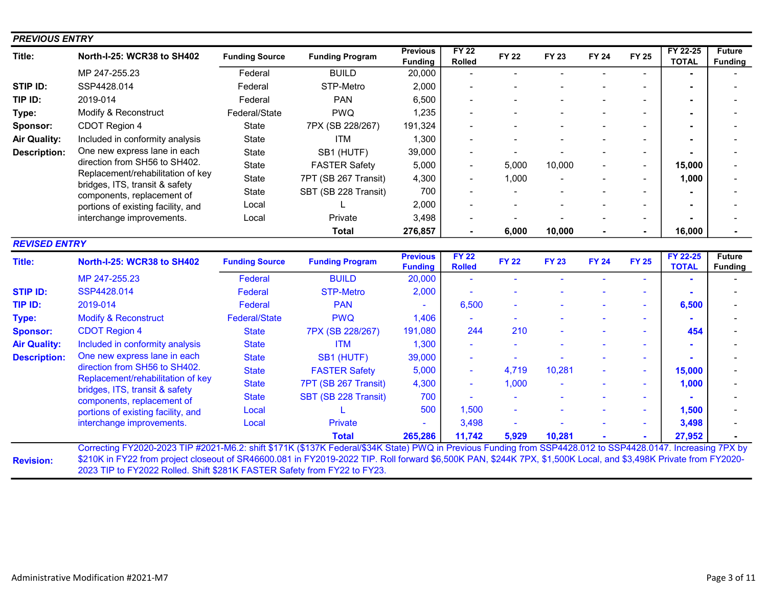## PREVIOUS ENTRY

| Title: | North-I-25: WCR38 to SH402 | Funding Source | Funding Program | Previous Funding | FY 22 Rolled | FY 22 | FY 23 | FY 24 | FY 25 | FY 22-25 TOTAL | Future Funding |
|---|---|---|---|---|---|---|---|---|---|---|---|
| | MP 247-255.23 | Federal | BUILD | 20,000 | - | - | - | - | - | - | - |
| STIP ID: | SSP4428.014 | Federal | STP-Metro | 2,000 | - | - | - | - | - | - | - |
| TIP ID: | 2019-014 | Federal | PAN | 6,500 | - | - | - | - | - | - | - |
| Type: | Modify & Reconstruct | Federal/State | PWQ | 1,235 | - | - | - | - | - | - | - |
| Sponsor: | CDOT Region 4 | State | 7PX (SB 228/267) | 191,324 | - | - | - | - | - | - | - |
| Air Quality: | Included in conformity analysis | State | ITM | 1,300 | - | - | - | - | - | - | - |
| Description: | One new express lane in each direction from SH56 to SH402. Replacement/rehabilitation of key bridges, ITS, transit & safety components, replacement of portions of existing facility, and interchange improvements. | State | SB1 (HUTF) | 39,000 | - | - | - | - | - | - | - |
| | | State | FASTER Safety | 5,000 | - | 5,000 | 10,000 | - | - | 15,000 | - |
| | | State | 7PT (SB 267 Transit) | 4,300 | - | 1,000 | - | - | - | 1,000 | - |
| | | State | SBT (SB 228 Transit) | 700 | - | - | - | - | - | - | - |
| | | Local | L | 2,000 | - | - | - | - | - | - | - |
| | | Local | Private | 3,498 | - | - | - | - | - | - | - |
| | | | **Total** | **276,857** | **-** | **6,000** | **10,000** | **-** | **-** | **16,000** | **-** |

## REVISED ENTRY

| Title: | North-I-25: WCR38 to SH402 | Funding Source | Funding Program | Previous Funding | FY 22 Rolled | FY 22 | FY 23 | FY 24 | FY 25 | FY 22-25 TOTAL | Future Funding |
|---|---|---|---|---|---|---|---|---|---|---|---|
| | MP 247-255.23 | Federal | BUILD | 20,000 | - | - | - | - | - | - | - |
| STIP ID: | SSP4428.014 | Federal | STP-Metro | 2,000 | - | - | - | - | - | - | - |
| TIP ID: | 2019-014 | Federal | PAN | - | 6,500 | - | - | - | - | 6,500 | - |
| Type: | Modify & Reconstruct | Federal/State | PWQ | 1,406 | - | - | - | - | - | - | - |
| Sponsor: | CDOT Region 4 | State | 7PX (SB 228/267) | 191,080 | 244 | 210 | - | - | - | 454 | - |
| Air Quality: | Included in conformity analysis | State | ITM | 1,300 | - | - | - | - | - | - | - |
| Description: | One new express lane in each direction from SH56 to SH402. Replacement/rehabilitation of key bridges, ITS, transit & safety components, replacement of portions of existing facility, and interchange improvements. | State | SB1 (HUTF) | 39,000 | - | - | - | - | - | - | - |
| | | State | FASTER Safety | 5,000 | - | 4,719 | 10,281 | - | - | 15,000 | - |
| | | State | 7PT (SB 267 Transit) | 4,300 | - | 1,000 | - | - | - | 1,000 | - |
| | | State | SBT (SB 228 Transit) | 700 | - | - | - | - | - | - | - |
| | | Local | L | 500 | 1,500 | - | - | - | - | 1,500 | - |
| | | Local | Private | - | 3,498 | - | - | - | - | 3,498 | - |
| | | | **Total** | **265,286** | **11,742** | **5,929** | **10,281** | **-** | **-** | **27,952** | **-** |

**Revision:** Correcting FY2020-2023 TIP #2021-M6.2: shift $171K ($137K Federal/$34K State) PWQ in Previous Funding from SSP4428.012 to SSP4428.0147. Increasing 7PX by $210K in FY22 from project closeout of SR46600.081 in FY2019-2022 TIP. Roll forward $6,500K PAN, $244K 7PX, $1,500K Local, and $3,498K Private from FY2020-2023 TIP to FY2022 Rolled. Shift $281K FASTER Safety from FY22 to FY23.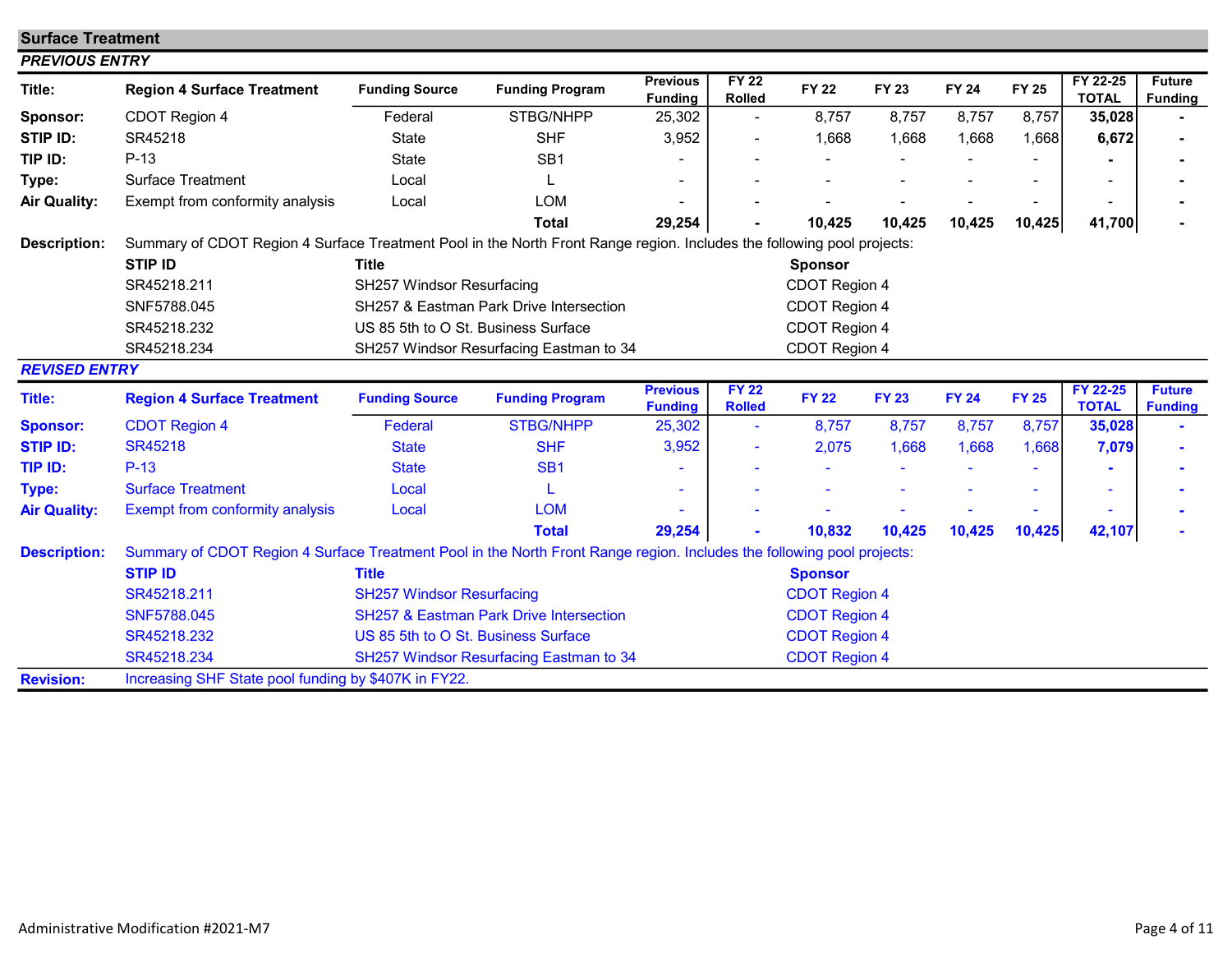## Surface Treatment

### PREVIOUS ENTRY

| Title: | Region 4 Surface Treatment | Funding Source | Funding Program | Previous Funding | FY 22 Rolled | FY 22 | FY 23 | FY 24 | FY 25 | FY 22-25 TOTAL | Future Funding |
|---|---|---|---|---|---|---|---|---|---|---|---|
| Sponsor: | CDOT Region 4 | Federal | STBG/NHPP | 25,302 | - | 8,757 | 8,757 | 8,757 | 8,757 | **35,028** | - |
| STIP ID: | SR45218 | State | SHF | 3,952 | - | 1,668 | 1,668 | 1,668 | 1,668 | **6,672** | - |
| TIP ID: | P-13 | State | SB1 | - | - | - | - | - | - | - | - |
| Type: | Surface Treatment | Local | L | - | - | - | - | - | - | - | - |
| Air Quality: | Exempt from conformity analysis | Local | LOM | - | - | - | - | - | - | - | - |
| | | | **Total** | **29,254** | - | **10,425** | **10,425** | **10,425** | **10,425** | **41,700** | - |

**Description:** Summary of CDOT Region 4 Surface Treatment Pool in the North Front Range region. Includes the following pool projects:

| STIP ID | Title | Sponsor |
|---|---|---|
| SR45218.211 | SH257 Windsor Resurfacing | CDOT Region 4 |
| SNF5788.045 | SH257 & Eastman Park Drive Intersection | CDOT Region 4 |
| SR45218.232 | US 85 5th to O St. Business Surface | CDOT Region 4 |
| SR45218.234 | SH257 Windsor Resurfacing Eastman to 34 | CDOT Region 4 |

### REVISED ENTRY

| Title: | Region 4 Surface Treatment | Funding Source | Funding Program | Previous Funding | FY 22 Rolled | FY 22 | FY 23 | FY 24 | FY 25 | FY 22-25 TOTAL | Future Funding |
|---|---|---|---|---|---|---|---|---|---|---|---|
| Sponsor: | CDOT Region 4 | Federal | STBG/NHPP | 25,302 | - | 8,757 | 8,757 | 8,757 | 8,757 | **35,028** | - |
| STIP ID: | SR45218 | State | SHF | 3,952 | - | 2,075 | 1,668 | 1,668 | 1,668 | **7,079** | - |
| TIP ID: | P-13 | State | SB1 | - | - | - | - | - | - | - | - |
| Type: | Surface Treatment | Local | L | - | - | - | - | - | - | - | - |
| Air Quality: | Exempt from conformity analysis | Local | LOM | - | - | - | - | - | - | - | - |
| | | | **Total** | **29,254** | - | **10,832** | **10,425** | **10,425** | **10,425** | **42,107** | - |

**Description:** Summary of CDOT Region 4 Surface Treatment Pool in the North Front Range region. Includes the following pool projects:

| STIP ID | Title | Sponsor |
|---|---|---|
| SR45218.211 | SH257 Windsor Resurfacing | CDOT Region 4 |
| SNF5788.045 | SH257 & Eastman Park Drive Intersection | CDOT Region 4 |
| SR45218.232 | US 85 5th to O St. Business Surface | CDOT Region 4 |
| SR45218.234 | SH257 Windsor Resurfacing Eastman to 34 | CDOT Region 4 |

**Revision:** Increasing SHF State pool funding by $407K in FY22.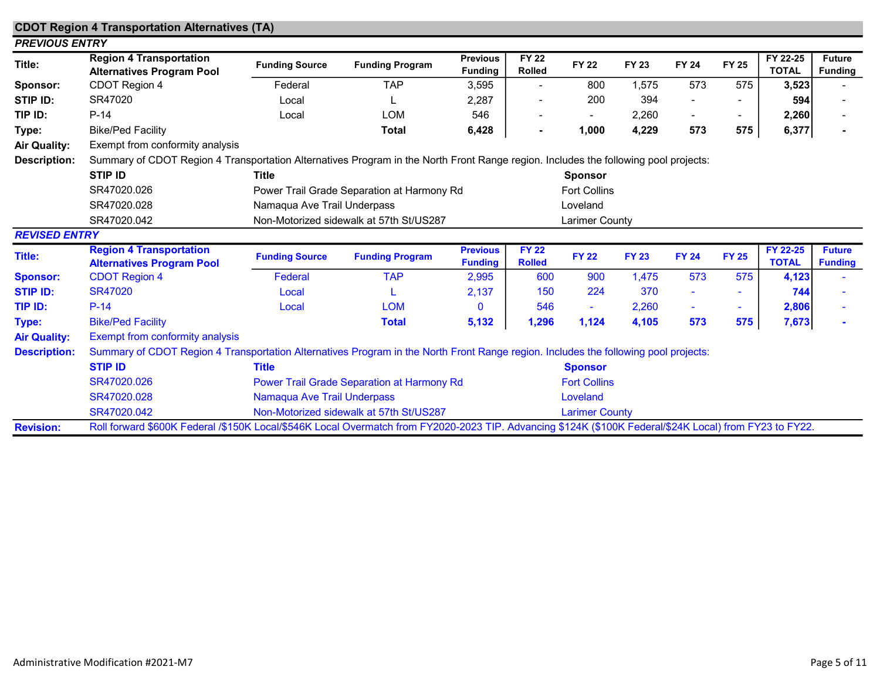## CDOT Region 4 Transportation Alternatives (TA)

### *PREVIOUS ENTRY*

| Title: | Region 4 Transportation Alternatives Program Pool | Funding Source | Funding Program | Previous Funding | FY 22 Rolled | FY 22 | FY 23 | FY 24 | FY 25 | FY 22-25 TOTAL | Future Funding |
|---|---|---|---|---|---|---|---|---|---|---|---|
| **Sponsor:** | CDOT Region 4 | Federal | TAP | 3,595 | - | 800 | 1,575 | 573 | 575 | **3,523** | - |
| **STIP ID:** | SR47020 | Local | L | 2,287 | - | 200 | 394 | - | - | **594** | - |
| **TIP ID:** | P-14 | Local | LOM | 546 | - | - | 2,260 | - | - | **2,260** | - |
| **Type:** | Bike/Ped Facility | | **Total** | **6,428** | **-** | **1,000** | **4,229** | **573** | **575** | **6,377** | **-** |

**Air Quality:** Exempt from conformity analysis

**Description:** Summary of CDOT Region 4 Transportation Alternatives Program in the North Front Range region. Includes the following pool projects:

| STIP ID | Title | Sponsor |
|---|---|---|
| SR47020.026 | Power Trail Grade Separation at Harmony Rd | Fort Collins |
| SR47020.028 | Namaqua Ave Trail Underpass | Loveland |
| SR47020.042 | Non-Motorized sidewalk at 57th St/US287 | Larimer County |

### *REVISED ENTRY*

| Title: | Region 4 Transportation Alternatives Program Pool | Funding Source | Funding Program | Previous Funding | FY 22 Rolled | FY 22 | FY 23 | FY 24 | FY 25 | FY 22-25 TOTAL | Future Funding |
|---|---|---|---|---|---|---|---|---|---|---|---|
| **Sponsor:** | CDOT Region 4 | Federal | TAP | 2,995 | 600 | 900 | 1,475 | 573 | 575 | **4,123** | - |
| **STIP ID:** | SR47020 | Local | L | 2,137 | 150 | 224 | 370 | - | - | **744** | - |
| **TIP ID:** | P-14 | Local | LOM | 0 | 546 | - | 2,260 | - | - | **2,806** | - |
| **Type:** | Bike/Ped Facility | | **Total** | **5,132** | **1,296** | **1,124** | **4,105** | **573** | **575** | **7,673** | **-** |

**Air Quality:** Exempt from conformity analysis

**Description:** Summary of CDOT Region 4 Transportation Alternatives Program in the North Front Range region. Includes the following pool projects:

| STIP ID | Title | Sponsor |
|---|---|---|
| SR47020.026 | Power Trail Grade Separation at Harmony Rd | Fort Collins |
| SR47020.028 | Namaqua Ave Trail Underpass | Loveland |
| SR47020.042 | Non-Motorized sidewalk at 57th St/US287 | Larimer County |

**Revision:** Roll forward $600K Federal /$150K Local/$546K Local Overmatch from FY2020-2023 TIP. Advancing $124K ($100K Federal/$24K Local) from FY23 to FY22.

Administrative Modification #2021-M7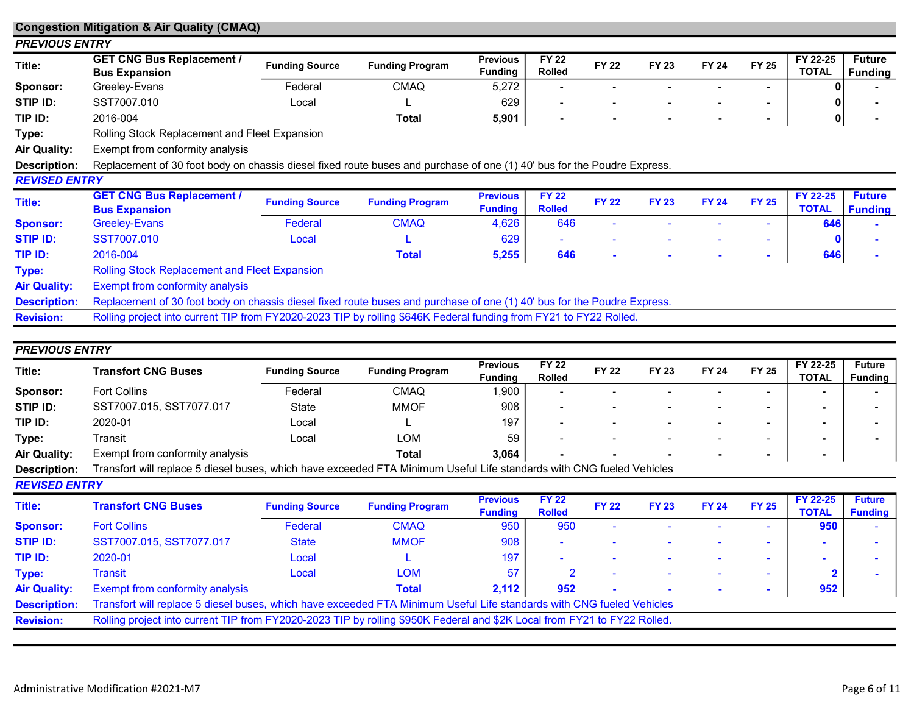## Congestion Mitigation & Air Quality (CMAQ)

### PREVIOUS ENTRY

| Title: | GET CNG Bus Replacement / Bus Expansion | Funding Source | Funding Program | Previous Funding | FY 22 Rolled | FY 22 | FY 23 | FY 24 | FY 25 | FY 22-25 TOTAL | Future Funding |
|---|---|---|---|---|---|---|---|---|---|---|---|
| Sponsor: | Greeley-Evans | Federal | CMAQ | 5,272 | - | - | - | - | - | 0 | - |
| STIP ID: | SST7007.010 | Local | L | 629 | - | - | - | - | - | 0 | - |
| TIP ID: | 2016-004 | | **Total** | **5,901** | **-** | **-** | **-** | **-** | **-** | **0** | **-** |
| Type: | Rolling Stock Replacement and Fleet Expansion | | | | | | | | | | |
| Air Quality: | Exempt from conformity analysis | | | | | | | | | | |
| Description: | Replacement of 30 foot body on chassis diesel fixed route buses and purchase of one (1) 40' bus for the Poudre Express. | | | | | | | | | | |

### REVISED ENTRY

| Title: | GET CNG Bus Replacement / Bus Expansion | Funding Source | Funding Program | Previous Funding | FY 22 Rolled | FY 22 | FY 23 | FY 24 | FY 25 | FY 22-25 TOTAL | Future Funding |
|---|---|---|---|---|---|---|---|---|---|---|---|
| Sponsor: | Greeley-Evans | Federal | CMAQ | 4,626 | 646 | - | - | - | - | 646 | - |
| STIP ID: | SST7007.010 | Local | L | 629 | - | - | - | - | - | 0 | - |
| TIP ID: | 2016-004 | | **Total** | **5,255** | **646** | **-** | **-** | **-** | **-** | **646** | **-** |
| Type: | Rolling Stock Replacement and Fleet Expansion | | | | | | | | | | |
| Air Quality: | Exempt from conformity analysis | | | | | | | | | | |
| Description: | Replacement of 30 foot body on chassis diesel fixed route buses and purchase of one (1) 40' bus for the Poudre Express. | | | | | | | | | | |
| Revision: | Rolling project into current TIP from FY2020-2023 TIP by rolling $646K Federal funding from FY21 to FY22 Rolled. | | | | | | | | | | |

### PREVIOUS ENTRY

| Title: | Transfort CNG Buses | Funding Source | Funding Program | Previous Funding | FY 22 Rolled | FY 22 | FY 23 | FY 24 | FY 25 | FY 22-25 TOTAL | Future Funding |
|---|---|---|---|---|---|---|---|---|---|---|---|
| Sponsor: | Fort Collins | Federal | CMAQ | 1,900 | - | - | - | - | - | - | - |
| STIP ID: | SST7007.015, SST7077.017 | State | MMOF | 908 | - | - | - | - | - | - | - |
| TIP ID: | 2020-01 | Local | L | 197 | - | - | - | - | - | - | - |
| Type: | Transit | Local | LOM | 59 | - | - | - | - | - | - | - |
| Air Quality: | Exempt from conformity analysis | | **Total** | **3,064** | **-** | **-** | **-** | **-** | **-** | **-** | |
| Description: | Transfort will replace 5 diesel buses, which have exceeded FTA Minimum Useful Life standards with CNG fueled Vehicles | | | | | | | | | | |

### REVISED ENTRY

| Title: | Transfort CNG Buses | Funding Source | Funding Program | Previous Funding | FY 22 Rolled | FY 22 | FY 23 | FY 24 | FY 25 | FY 22-25 TOTAL | Future Funding |
|---|---|---|---|---|---|---|---|---|---|---|---|
| Sponsor: | Fort Collins | Federal | CMAQ | 950 | 950 | - | - | - | - | 950 | - |
| STIP ID: | SST7007.015, SST7077.017 | State | MMOF | 908 | - | - | - | - | - | - | - |
| TIP ID: | 2020-01 | Local | L | 197 | - | - | - | - | - | - | - |
| Type: | Transit | Local | LOM | 57 | 2 | - | - | - | - | 2 | - |
| Air Quality: | Exempt from conformity analysis | | **Total** | **2,112** | **952** | **-** | **-** | **-** | **-** | **952** | |
| Description: | Transfort will replace 5 diesel buses, which have exceeded FTA Minimum Useful Life standards with CNG fueled Vehicles | | | | | | | | | | |
| Revision: | Rolling project into current TIP from FY2020-2023 TIP by rolling $950K Federal and $2K Local from FY21 to FY22 Rolled. | | | | | | | | | | |

Administrative Modification #2021-M7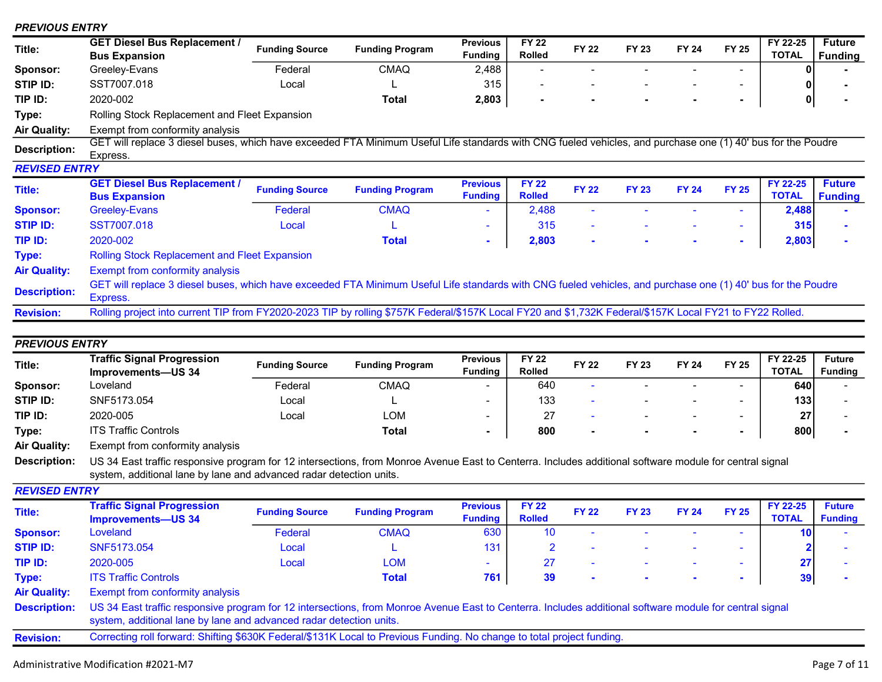***PREVIOUS ENTRY***

| Title: | GET Diesel Bus Replacement / Bus Expansion | Funding Source | Funding Program | Previous Funding | FY 22 Rolled | FY 22 | FY 23 | FY 24 | FY 25 | FY 22-25 TOTAL | Future Funding |
|---|---|---|---|---|---|---|---|---|---|---|---|
| Sponsor: | Greeley-Evans | Federal | CMAQ | 2,488 | - | - | - | - | - | 0 | - |
| STIP ID: | SST7007.018 | Local | L | 315 | - | - | - | - | - | 0 | - |
| TIP ID: | 2020-002 | | **Total** | **2,803** | **-** | **-** | **-** | **-** | **-** | **0** | **-** |
| Type: | Rolling Stock Replacement and Fleet Expansion | | | | | | | | | | |
| Air Quality: | Exempt from conformity analysis | | | | | | | | | | |
| Description: | GET will replace 3 diesel buses, which have exceeded FTA Minimum Useful Life standards with CNG fueled vehicles, and purchase one (1) 40' bus for the Poudre Express. | | | | | | | | | | |

***REVISED ENTRY***

| Title: | GET Diesel Bus Replacement / Bus Expansion | Funding Source | Funding Program | Previous Funding | FY 22 Rolled | FY 22 | FY 23 | FY 24 | FY 25 | FY 22-25 TOTAL | Future Funding |
|---|---|---|---|---|---|---|---|---|---|---|---|
| Sponsor: | Greeley-Evans | Federal | CMAQ | - | 2,488 | - | - | - | - | 2,488 | - |
| STIP ID: | SST7007.018 | Local | L | - | 315 | - | - | - | - | 315 | - |
| TIP ID: | 2020-002 | | **Total** | **-** | **2,803** | **-** | **-** | **-** | **-** | **2,803** | **-** |
| Type: | Rolling Stock Replacement and Fleet Expansion | | | | | | | | | | |
| Air Quality: | Exempt from conformity analysis | | | | | | | | | | |
| Description: | GET will replace 3 diesel buses, which have exceeded FTA Minimum Useful Life standards with CNG fueled vehicles, and purchase one (1) 40' bus for the Poudre Express. | | | | | | | | | | |
| Revision: | Rolling project into current TIP from FY2020-2023 TIP by rolling $757K Federal/$157K Local FY20 and $1,732K Federal/$157K Local FY21 to FY22 Rolled. | | | | | | | | | | |

***PREVIOUS ENTRY***

| Title: | Traffic Signal Progression Improvements—US 34 | Funding Source | Funding Program | Previous Funding | FY 22 Rolled | FY 22 | FY 23 | FY 24 | FY 25 | FY 22-25 TOTAL | Future Funding |
|---|---|---|---|---|---|---|---|---|---|---|---|
| Sponsor: | Loveland | Federal | CMAQ | - | 640 | - | - | - | - | 640 | - |
| STIP ID: | SNF5173.054 | Local | L | - | 133 | - | - | - | - | 133 | - |
| TIP ID: | 2020-005 | Local | LOM | - | 27 | - | - | - | - | 27 | - |
| Type: | ITS Traffic Controls | | **Total** | **-** | **800** | **-** | **-** | **-** | **-** | **800** | **-** |
| Air Quality: | Exempt from conformity analysis | | | | | | | | | | |
| Description: | US 34 East traffic responsive program for 12 intersections, from Monroe Avenue East to Centerra. Includes additional software module for central signal system, additional lane by lane and advanced radar detection units. | | | | | | | | | | |

***REVISED ENTRY***

| Title: | Traffic Signal Progression Improvements—US 34 | Funding Source | Funding Program | Previous Funding | FY 22 Rolled | FY 22 | FY 23 | FY 24 | FY 25 | FY 22-25 TOTAL | Future Funding |
|---|---|---|---|---|---|---|---|---|---|---|---|
| Sponsor: | Loveland | Federal | CMAQ | 630 | 10 | - | - | - | - | 10 | - |
| STIP ID: | SNF5173.054 | Local | L | 131 | 2 | - | - | - | - | 2 | - |
| TIP ID: | 2020-005 | Local | LOM | - | 27 | - | - | - | - | 27 | - |
| Type: | ITS Traffic Controls | | **Total** | **761** | **39** | **-** | **-** | **-** | **-** | **39** | **-** |
| Air Quality: | Exempt from conformity analysis | | | | | | | | | | |
| Description: | US 34 East traffic responsive program for 12 intersections, from Monroe Avenue East to Centerra. Includes additional software module for central signal system, additional lane by lane and advanced radar detection units. | | | | | | | | | | |
| Revision: | Correcting roll forward: Shifting $630K Federal/$131K Local to Previous Funding. No change to total project funding. | | | | | | | | | | |

Administrative Modification #2021-M7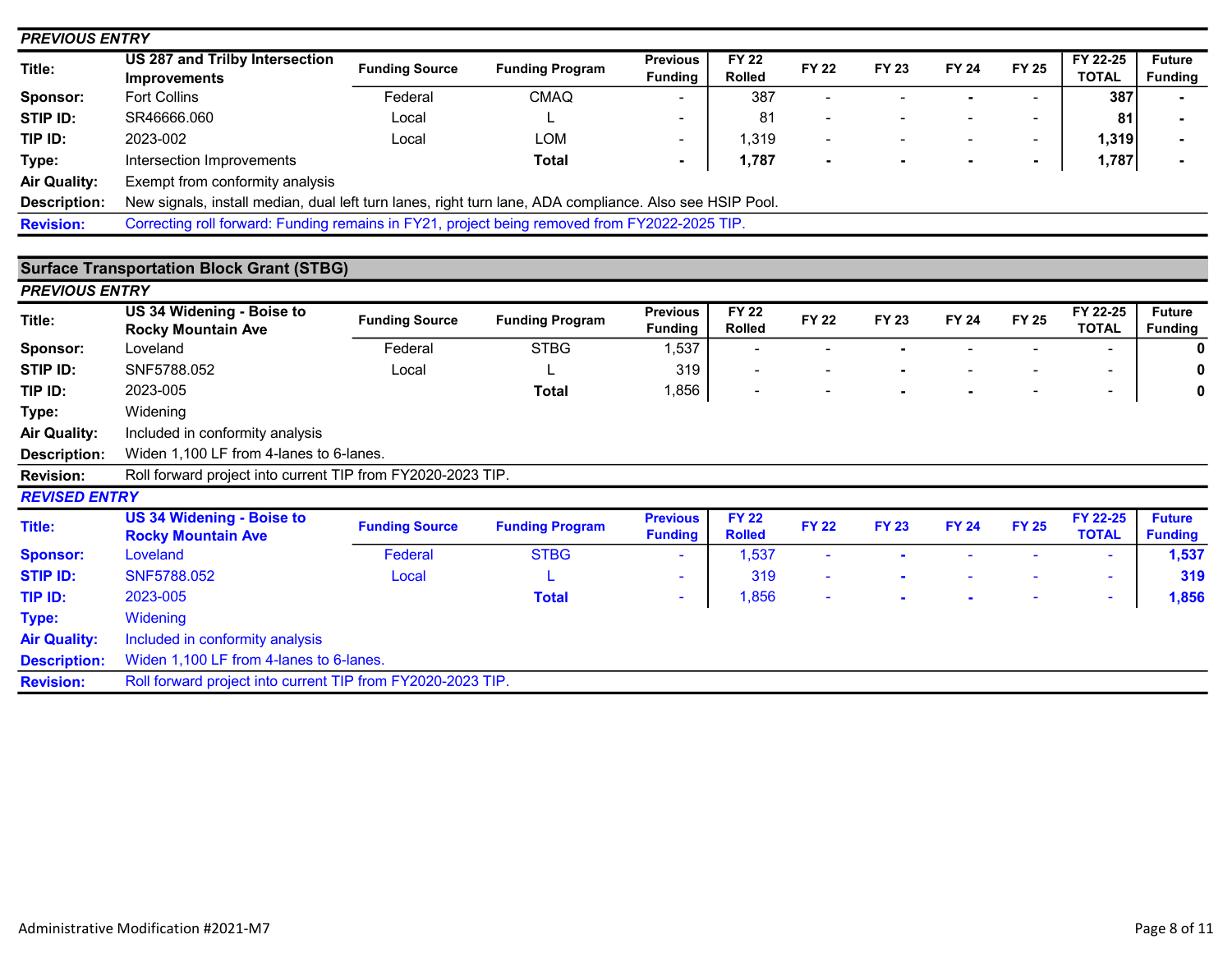*PREVIOUS ENTRY*

| Title: | US 287 and Trilby Intersection Improvements | Funding Source | Funding Program | Previous Funding | FY 22 Rolled | FY 22 | FY 23 | FY 24 | FY 25 | FY 22-25 TOTAL | Future Funding |
|---|---|---|---|---|---|---|---|---|---|---|---|
| Sponsor: | Fort Collins | Federal | CMAQ | - | 387 | - | - | - | - | 387 | - |
| STIP ID: | SR46666.060 | Local | L | - | 81 | - | - | - | - | 81 | - |
| TIP ID: | 2023-002 | Local | LOM | - | 1,319 | - | - | - | - | 1,319 | - |
| Type: | Intersection Improvements | | Total | - | 1,787 | - | - | - | - | 1,787 | - |
| Air Quality: | Exempt from conformity analysis | | | | | | | | | | |
| Description: | New signals, install median, dual left turn lanes, right turn lane, ADA compliance. Also see HSIP Pool. | | | | | | | | | | |
| Revision: | Correcting roll forward: Funding remains in FY21, project being removed from FY2022-2025 TIP. | | | | | | | | | | |

## Surface Transportation Block Grant (STBG)

*PREVIOUS ENTRY*

| Title: | US 34 Widening - Boise to Rocky Mountain Ave | Funding Source | Funding Program | Previous Funding | FY 22 Rolled | FY 22 | FY 23 | FY 24 | FY 25 | FY 22-25 TOTAL | Future Funding |
|---|---|---|---|---|---|---|---|---|---|---|---|
| Sponsor: | Loveland | Federal | STBG | 1,537 | - | - | - | - | - | - | 0 |
| STIP ID: | SNF5788.052 | Local | L | 319 | - | - | - | - | - | - | 0 |
| TIP ID: | 2023-005 | | Total | 1,856 | - | - | - | - | - | - | 0 |
| Type: | Widening | | | | | | | | | | |
| Air Quality: | Included in conformity analysis | | | | | | | | | | |
| Description: | Widen 1,100 LF from 4-lanes to 6-lanes. | | | | | | | | | | |
| Revision: | Roll forward project into current TIP from FY2020-2023 TIP. | | | | | | | | | | |

*REVISED ENTRY*

| Title: | US 34 Widening - Boise to Rocky Mountain Ave | Funding Source | Funding Program | Previous Funding | FY 22 Rolled | FY 22 | FY 23 | FY 24 | FY 25 | FY 22-25 TOTAL | Future Funding |
|---|---|---|---|---|---|---|---|---|---|---|---|
| Sponsor: | Loveland | Federal | STBG | - | 1,537 | - | - | - | - | - | 1,537 |
| STIP ID: | SNF5788.052 | Local | L | - | 319 | - | - | - | - | - | 319 |
| TIP ID: | 2023-005 | | Total | - | 1,856 | - | - | - | - | - | 1,856 |
| Type: | Widening | | | | | | | | | | |
| Air Quality: | Included in conformity analysis | | | | | | | | | | |
| Description: | Widen 1,100 LF from 4-lanes to 6-lanes. | | | | | | | | | | |
| Revision: | Roll forward project into current TIP from FY2020-2023 TIP. | | | | | | | | | | |

Administrative Modification #2021-M7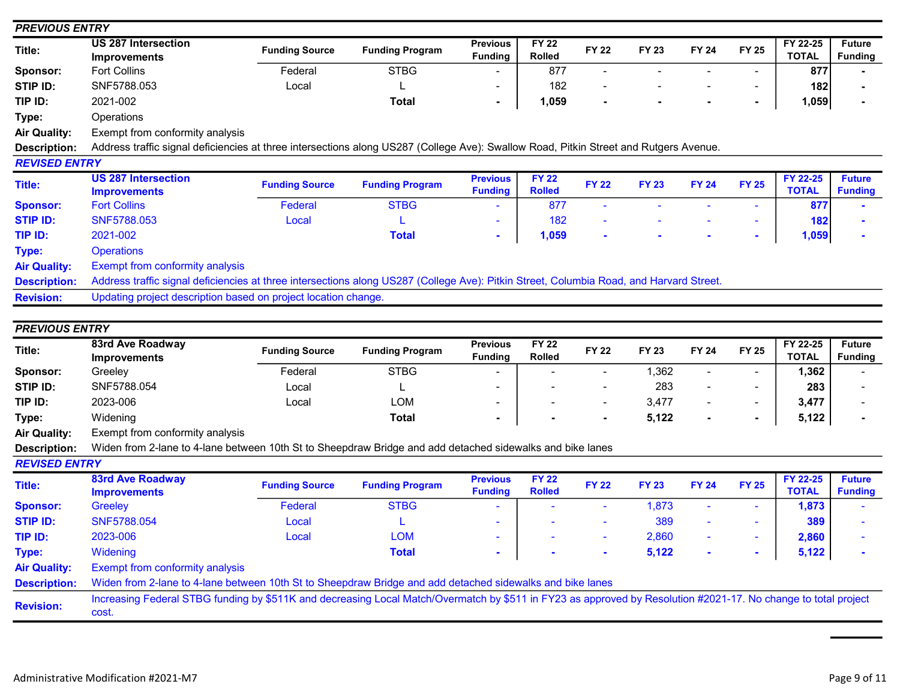***PREVIOUS ENTRY***

| Title: | US 287 Intersection Improvements | Funding Source | Funding Program | Previous Funding | FY 22 Rolled | FY 22 | FY 23 | FY 24 | FY 25 | FY 22-25 TOTAL | Future Funding |
|---|---|---|---|---|---|---|---|---|---|---|---|
| **Sponsor:** | Fort Collins | Federal | STBG | - | 877 | - | - | - | - | **877** | **-** |
| **STIP ID:** | SNF5788.053 | Local | L | - | 182 | - | - | - | - | **182** | **-** |
| **TIP ID:** | 2021-002 | | **Total** | **-** | **1,059** | **-** | **-** | **-** | **-** | **1,059** | **-** |
| **Type:** | Operations | | | | | | | | | | |
| **Air Quality:** | Exempt from conformity analysis | | | | | | | | | | |
| **Description:** | Address traffic signal deficiencies at three intersections along US287 (College Ave): Swallow Road, Pitkin Street and Rutgers Avenue. | | | | | | | | | | |

***REVISED ENTRY***

| Title: | US 287 Intersection Improvements | Funding Source | Funding Program | Previous Funding | FY 22 Rolled | FY 22 | FY 23 | FY 24 | FY 25 | FY 22-25 TOTAL | Future Funding |
|---|---|---|---|---|---|---|---|---|---|---|---|
| **Sponsor:** | Fort Collins | Federal | STBG | - | 877 | - | - | - | - | **877** | **-** |
| **STIP ID:** | SNF5788.053 | Local | L | - | 182 | - | - | - | - | **182** | **-** |
| **TIP ID:** | 2021-002 | | **Total** | **-** | **1,059** | **-** | **-** | **-** | **-** | **1,059** | **-** |
| **Type:** | Operations | | | | | | | | | | |
| **Air Quality:** | Exempt from conformity analysis | | | | | | | | | | |
| **Description:** | Address traffic signal deficiencies at three intersections along US287 (College Ave): Pitkin Street, Columbia Road, and Harvard Street. | | | | | | | | | | |
| **Revision:** | Updating project description based on project location change. | | | | | | | | | | |

***PREVIOUS ENTRY***

| Title: | 83rd Ave Roadway Improvements | Funding Source | Funding Program | Previous Funding | FY 22 Rolled | FY 22 | FY 23 | FY 24 | FY 25 | FY 22-25 TOTAL | Future Funding |
|---|---|---|---|---|---|---|---|---|---|---|---|
| **Sponsor:** | Greeley | Federal | STBG | - | - | - | 1,362 | - | - | **1,362** | - |
| **STIP ID:** | SNF5788.054 | Local | L | - | - | - | 283 | - | - | **283** | - |
| **TIP ID:** | 2023-006 | Local | LOM | - | - | - | 3,477 | - | - | **3,477** | - |
| **Type:** | Widening | | **Total** | **-** | **-** | **-** | **5,122** | **-** | **-** | **5,122** | **-** |
| **Air Quality:** | Exempt from conformity analysis | | | | | | | | | | |
| **Description:** | Widen from 2-lane to 4-lane between 10th St to Sheepdraw Bridge and add detached sidewalks and bike lanes | | | | | | | | | | |

***REVISED ENTRY***

| Title: | 83rd Ave Roadway Improvements | Funding Source | Funding Program | Previous Funding | FY 22 Rolled | FY 22 | FY 23 | FY 24 | FY 25 | FY 22-25 TOTAL | Future Funding |
|---|---|---|---|---|---|---|---|---|---|---|---|
| **Sponsor:** | Greeley | Federal | STBG | - | - | - | 1,873 | - | - | **1,873** | - |
| **STIP ID:** | SNF5788.054 | Local | L | - | - | - | 389 | - | - | **389** | - |
| **TIP ID:** | 2023-006 | Local | LOM | - | - | - | 2,860 | - | - | **2,860** | - |
| **Type:** | Widening | | **Total** | **-** | **-** | **-** | **5,122** | **-** | **-** | **5,122** | **-** |
| **Air Quality:** | Exempt from conformity analysis | | | | | | | | | | |
| **Description:** | Widen from 2-lane to 4-lane between 10th St to Sheepdraw Bridge and add detached sidewalks and bike lanes | | | | | | | | | | |
| **Revision:** | Increasing Federal STBG funding by $511K and decreasing Local Match/Overmatch by $511 in FY23 as approved by Resolution #2021-17. No change to total project cost. | | | | | | | | | | |

Administrative Modification #2021-M7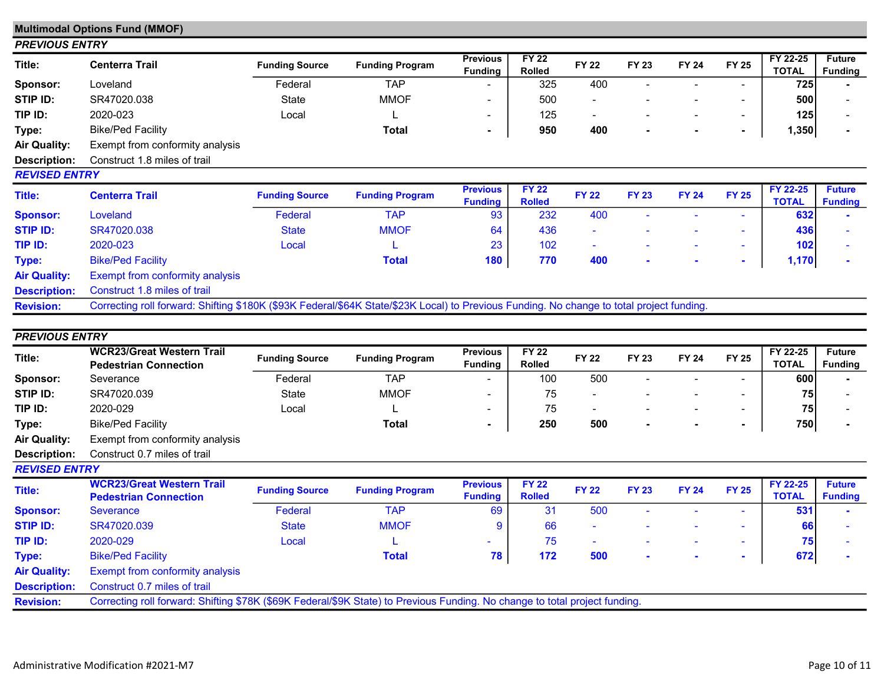## Multimodal Options Fund (MMOF)

### *PREVIOUS ENTRY*

| Title: | **Centerra Trail** | Funding Source | Funding Program | Previous Funding | FY 22 Rolled | FY 22 | FY 23 | FY 24 | FY 25 | FY 22-25 TOTAL | Future Funding |
|---|---|---|---|---|---|---|---|---|---|---|---|
| **Sponsor:** | Loveland | Federal | TAP | - | 325 | 400 | - | - | - | **725** | **-** |
| **STIP ID:** | SR47020.038 | State | MMOF | - | 500 | - | - | - | - | **500** | - |
| **TIP ID:** | 2020-023 | Local | L | - | 125 | - | - | - | - | **125** | - |
| **Type:** | Bike/Ped Facility | | **Total** | **-** | **950** | **400** | **-** | **-** | **-** | **1,350** | **-** |
| **Air Quality:** | Exempt from conformity analysis | | | | | | | | | | |
| **Description:** | Construct 1.8 miles of trail | | | | | | | | | | |

### *REVISED ENTRY*

| Title: | **Centerra Trail** | Funding Source | Funding Program | Previous Funding | FY 22 Rolled | FY 22 | FY 23 | FY 24 | FY 25 | FY 22-25 TOTAL | Future Funding |
|---|---|---|---|---|---|---|---|---|---|---|---|
| **Sponsor:** | Loveland | Federal | TAP | 93 | 232 | 400 | - | - | - | **632** | **-** |
| **STIP ID:** | SR47020.038 | State | MMOF | 64 | 436 | - | - | - | - | **436** | - |
| **TIP ID:** | 2020-023 | Local | L | 23 | 102 | - | - | - | - | **102** | - |
| **Type:** | Bike/Ped Facility | | **Total** | **180** | **770** | **400** | **-** | **-** | **-** | **1,170** | **-** |
| **Air Quality:** | Exempt from conformity analysis | | | | | | | | | | |
| **Description:** | Construct 1.8 miles of trail | | | | | | | | | | |
| **Revision:** | Correcting roll forward: Shifting $180K ($93K Federal/$64K State/$23K Local) to Previous Funding. No change to total project funding. | | | | | | | | | | |

### *PREVIOUS ENTRY*

| Title: | **WCR23/Great Western Trail Pedestrian Connection** | Funding Source | Funding Program | Previous Funding | FY 22 Rolled | FY 22 | FY 23 | FY 24 | FY 25 | FY 22-25 TOTAL | Future Funding |
|---|---|---|---|---|---|---|---|---|---|---|---|
| **Sponsor:** | Severance | Federal | TAP | - | 100 | 500 | - | - | - | **600** | **-** |
| **STIP ID:** | SR47020.039 | State | MMOF | - | 75 | - | - | - | - | **75** | - |
| **TIP ID:** | 2020-029 | Local | L | - | 75 | - | - | - | - | **75** | - |
| **Type:** | Bike/Ped Facility | | **Total** | **-** | **250** | **500** | **-** | **-** | **-** | **750** | **-** |
| **Air Quality:** | Exempt from conformity analysis | | | | | | | | | | |
| **Description:** | Construct 0.7 miles of trail | | | | | | | | | | |

### *REVISED ENTRY*

| Title: | **WCR23/Great Western Trail Pedestrian Connection** | Funding Source | Funding Program | Previous Funding | FY 22 Rolled | FY 22 | FY 23 | FY 24 | FY 25 | FY 22-25 TOTAL | Future Funding |
|---|---|---|---|---|---|---|---|---|---|---|---|
| **Sponsor:** | Severance | Federal | TAP | 69 | 31 | 500 | - | - | - | **531** | **-** |
| **STIP ID:** | SR47020.039 | State | MMOF | 9 | 66 | - | - | - | - | **66** | - |
| **TIP ID:** | 2020-029 | Local | L | - | 75 | - | - | - | - | **75** | - |
| **Type:** | Bike/Ped Facility | | **Total** | **78** | **172** | **500** | **-** | **-** | **-** | **672** | **-** |
| **Air Quality:** | Exempt from conformity analysis | | | | | | | | | | |
| **Description:** | Construct 0.7 miles of trail | | | | | | | | | | |
| **Revision:** | Correcting roll forward: Shifting $78K ($69K Federal/$9K State) to Previous Funding. No change to total project funding. | | | | | | | | | | |

Administrative Modification #2021-M7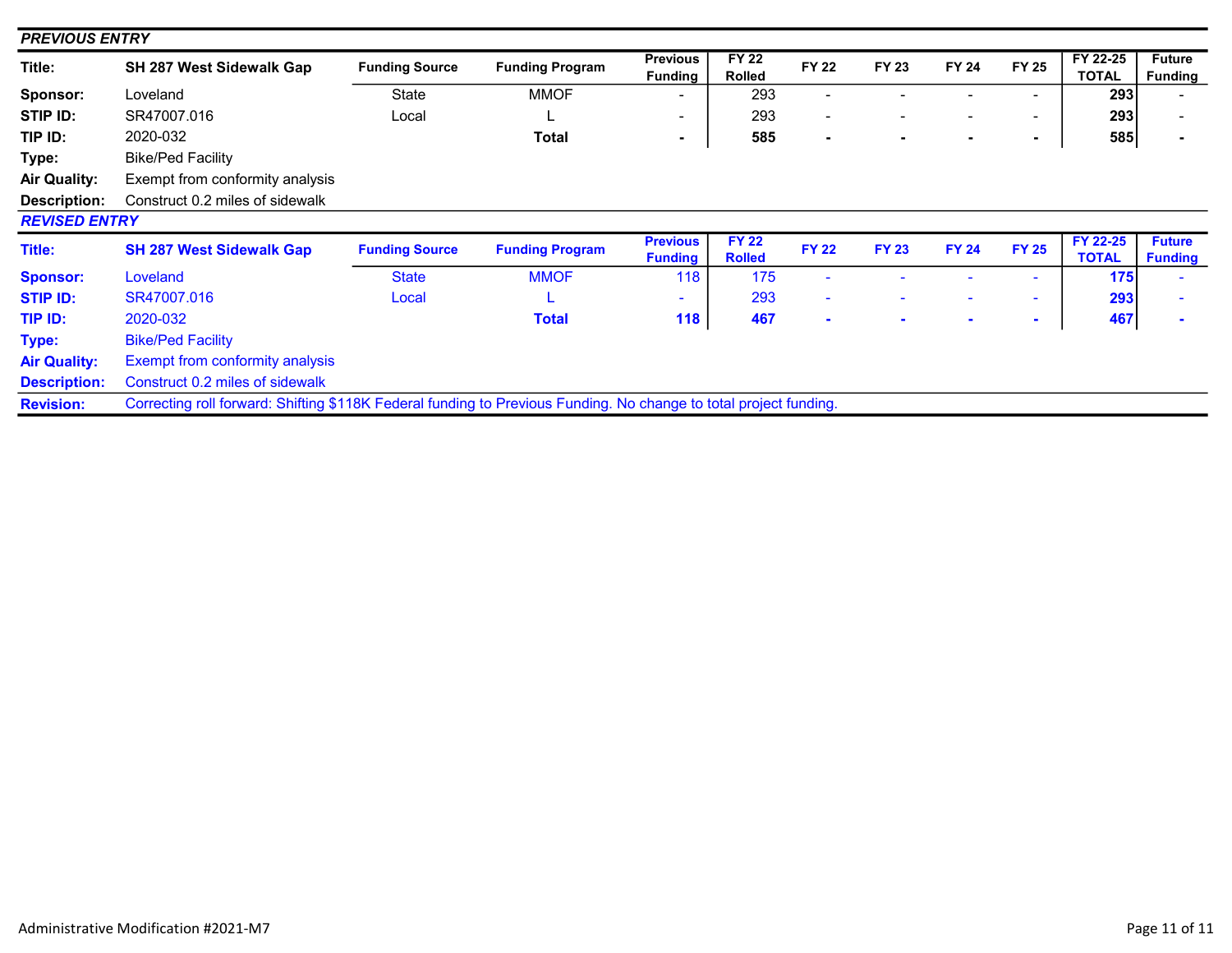***PREVIOUS ENTRY***

| Title: | SH 287 West Sidewalk Gap | Funding Source | Funding Program | Previous Funding | FY 22 Rolled | FY 22 | FY 23 | FY 24 | FY 25 | FY 22-25 TOTAL | Future Funding |
|---|---|---|---|---|---|---|---|---|---|---|---|
| Sponsor: | Loveland | State | MMOF | - | 293 | - | - | - | - | 293 | - |
| STIP ID: | SR47007.016 | Local | L | - | 293 | - | - | - | - | 293 | - |
| TIP ID: | 2020-032 | | **Total** | **-** | **585** | **-** | **-** | **-** | **-** | **585** | **-** |
| Type: | Bike/Ped Facility | | | | | | | | | | |
| Air Quality: | Exempt from conformity analysis | | | | | | | | | | |
| Description: | Construct 0.2 miles of sidewalk | | | | | | | | | | |

***REVISED ENTRY***

| Title: | SH 287 West Sidewalk Gap | Funding Source | Funding Program | Previous Funding | FY 22 Rolled | FY 22 | FY 23 | FY 24 | FY 25 | FY 22-25 TOTAL | Future Funding |
|---|---|---|---|---|---|---|---|---|---|---|---|
| Sponsor: | Loveland | State | MMOF | 118 | 175 | - | - | - | - | 175 | - |
| STIP ID: | SR47007.016 | Local | L | - | 293 | - | - | - | - | 293 | - |
| TIP ID: | 2020-032 | | **Total** | **118** | **467** | **-** | **-** | **-** | **-** | **467** | **-** |
| Type: | Bike/Ped Facility | | | | | | | | | | |
| Air Quality: | Exempt from conformity analysis | | | | | | | | | | |
| Description: | Construct 0.2 miles of sidewalk | | | | | | | | | | |

**Revision:** Correcting roll forward: Shifting $118K Federal funding to Previous Funding. No change to total project funding.

Administrative Modification #2021-M7